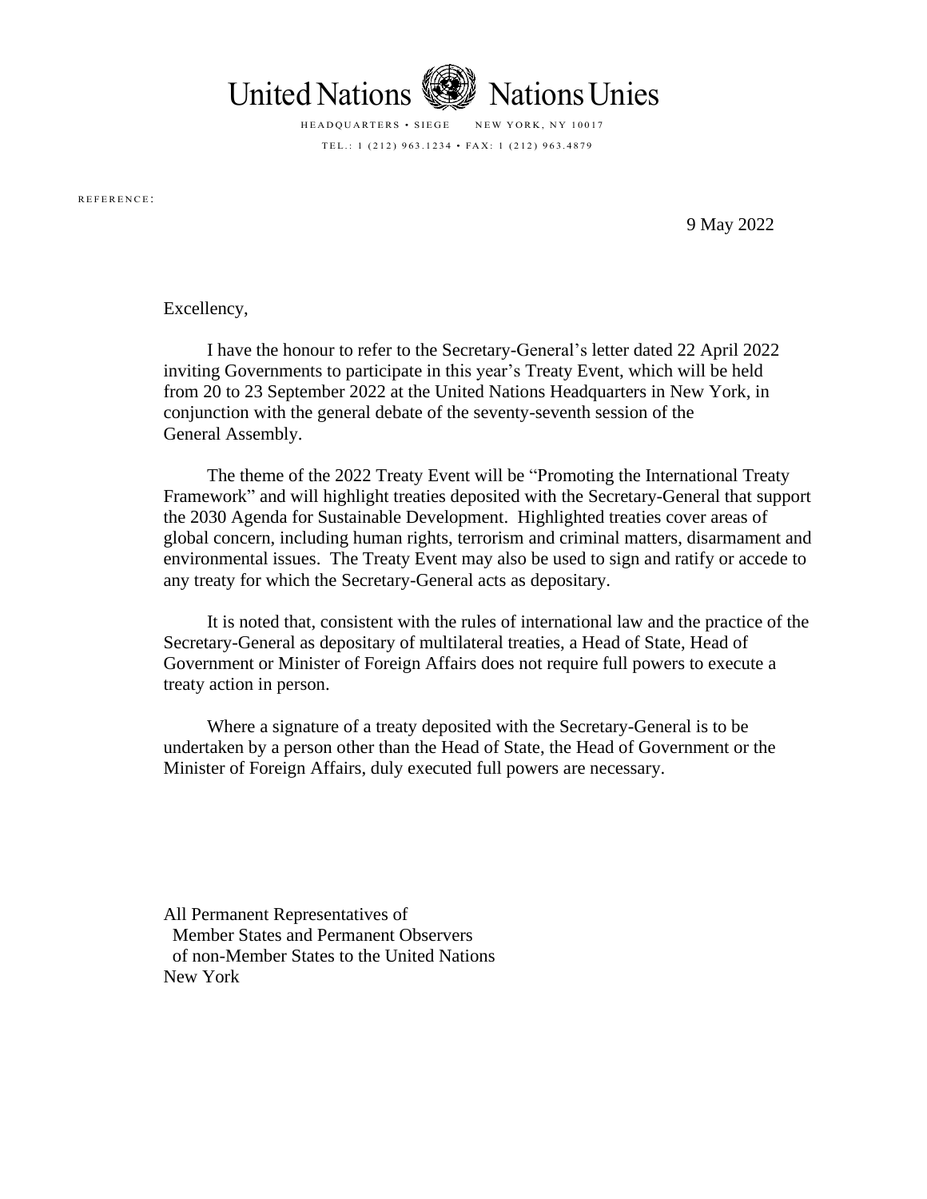United Nations Nations Unies

HEADQUARTERS • SIEGE NEW YORK, NY 10017

TEL.: 1 (212) 963.1234 • FAX: 1 (212) 963.4879

REFERENCE:

9 May 2022

Excellency,

I have the honour to refer to the Secretary-General's letter dated 22 April 2022 inviting Governments to participate in this year's Treaty Event, which will be held from 20 to 23 September 2022 at the United Nations Headquarters in New York, in conjunction with the general debate of the seventy-seventh session of the General Assembly.

The theme of the 2022 Treaty Event will be "Promoting the International Treaty Framework" and will highlight treaties deposited with the Secretary-General that support the 2030 Agenda for Sustainable Development. Highlighted treaties cover areas of global concern, including human rights, terrorism and criminal matters, disarmament and environmental issues. The Treaty Event may also be used to sign and ratify or accede to any treaty for which the Secretary-General acts as depositary.

It is noted that, consistent with the rules of international law and the practice of the Secretary-General as depositary of multilateral treaties, a Head of State, Head of Government or Minister of Foreign Affairs does not require full powers to execute a treaty action in person.

Where a signature of a treaty deposited with the Secretary-General is to be undertaken by a person other than the Head of State, the Head of Government or the Minister of Foreign Affairs, duly executed full powers are necessary.

All Permanent Representatives of
Member States and Permanent Observers
of non-Member States to the United Nations
New York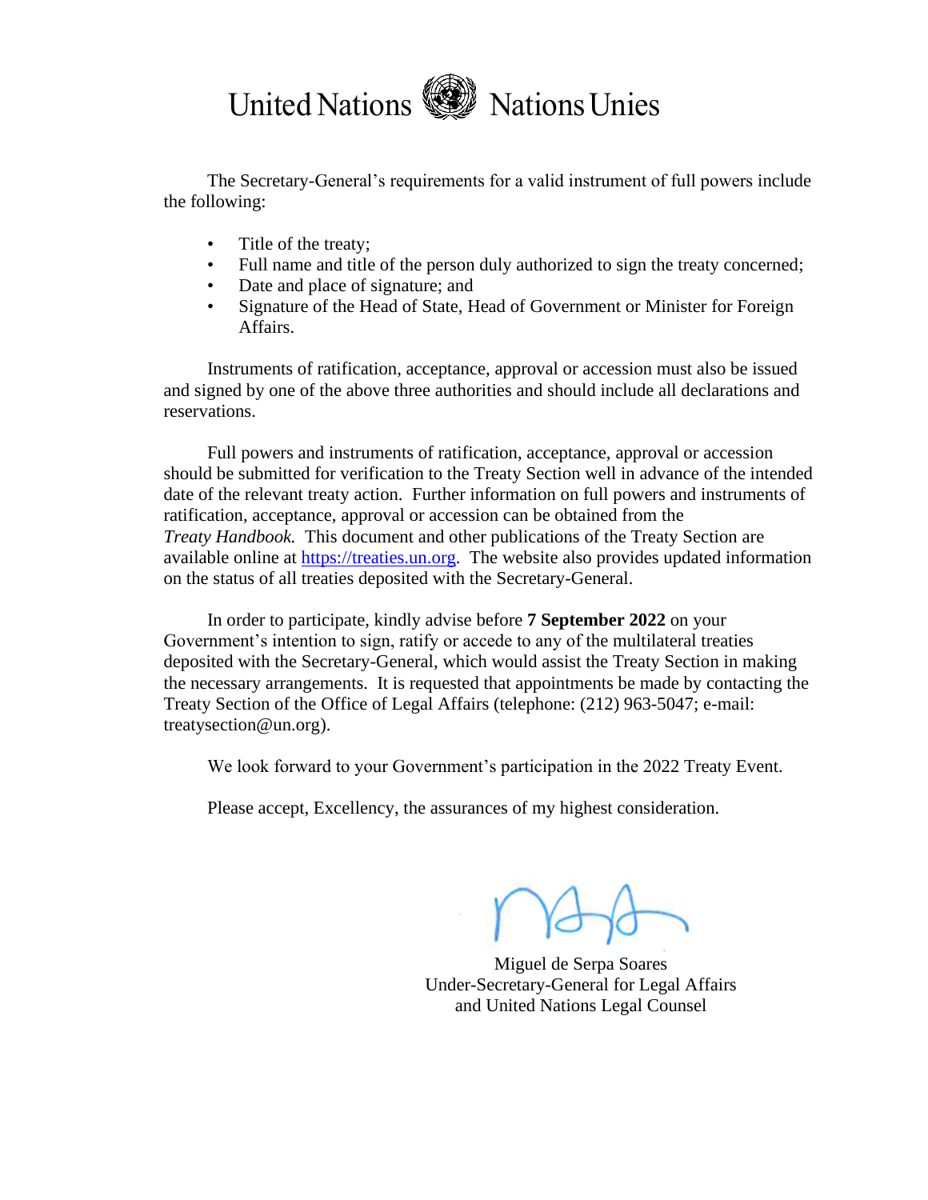United Nations Nations Unies

The Secretary-General's requirements for a valid instrument of full powers include the following:

- Title of the treaty;
- Full name and title of the person duly authorized to sign the treaty concerned;
- Date and place of signature; and
- Signature of the Head of State, Head of Government or Minister for Foreign Affairs.

Instruments of ratification, acceptance, approval or accession must also be issued and signed by one of the above three authorities and should include all declarations and reservations.

Full powers and instruments of ratification, acceptance, approval or accession should be submitted for verification to the Treaty Section well in advance of the intended date of the relevant treaty action. Further information on full powers and instruments of ratification, acceptance, approval or accession can be obtained from the *Treaty Handbook.* This document and other publications of the Treaty Section are available online at [https://treaties.un.org](https://treaties.un.org). The website also provides updated information on the status of all treaties deposited with the Secretary-General.

In order to participate, kindly advise before **7 September 2022** on your Government's intention to sign, ratify or accede to any of the multilateral treaties deposited with the Secretary-General, which would assist the Treaty Section in making the necessary arrangements. It is requested that appointments be made by contacting the Treaty Section of the Office of Legal Affairs (telephone: (212) 963-5047; e-mail: treatysection@un.org).

We look forward to your Government's participation in the 2022 Treaty Event.

Please accept, Excellency, the assurances of my highest consideration.

Miguel de Serpa Soares
Under-Secretary-General for Legal Affairs
and United Nations Legal Counsel